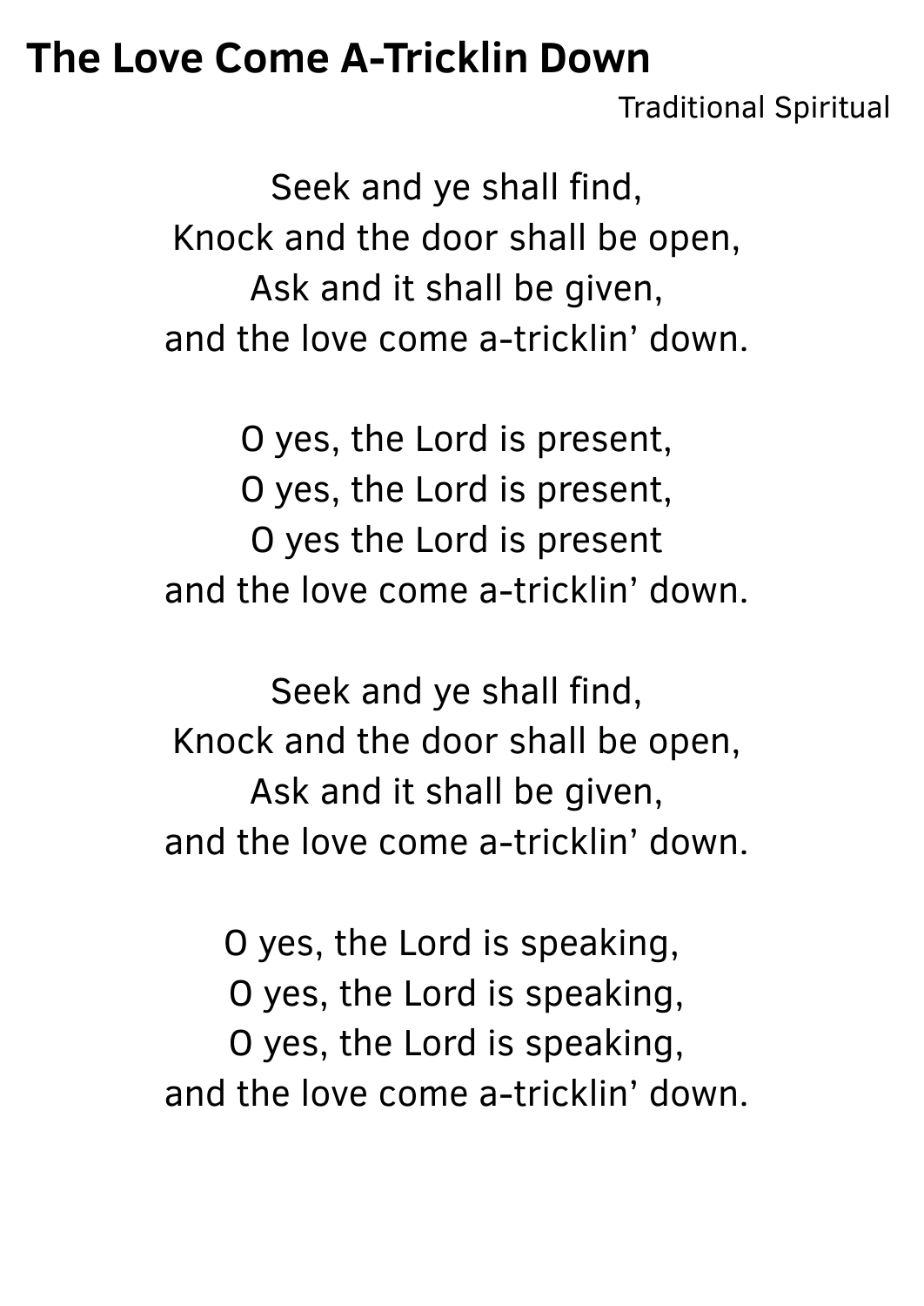# The Love Come A-Tricklin Down

Traditional Spiritual

Seek and ye shall find,
Knock and the door shall be open,
Ask and it shall be given,
and the love come a-tricklin' down.

O yes, the Lord is present,
O yes, the Lord is present,
O yes the Lord is present
and the love come a-tricklin' down.

Seek and ye shall find,
Knock and the door shall be open,
Ask and it shall be given,
and the love come a-tricklin' down.

O yes, the Lord is speaking,
O yes, the Lord is speaking,
O yes, the Lord is speaking,
and the love come a-tricklin' down.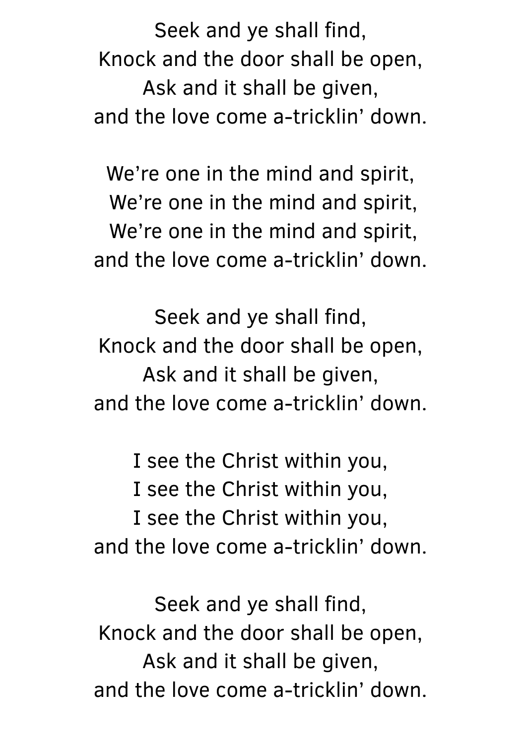Seek and ye shall find,  
Knock and the door shall be open,  
Ask and it shall be given,  
and the love come a-tricklin' down.

We're one in the mind and spirit,  
We're one in the mind and spirit,  
We're one in the mind and spirit,  
and the love come a-tricklin' down.

Seek and ye shall find,  
Knock and the door shall be open,  
Ask and it shall be given,  
and the love come a-tricklin' down.

I see the Christ within you,  
I see the Christ within you,  
I see the Christ within you,  
and the love come a-tricklin' down.

Seek and ye shall find,  
Knock and the door shall be open,  
Ask and it shall be given,  
and the love come a-tricklin' down.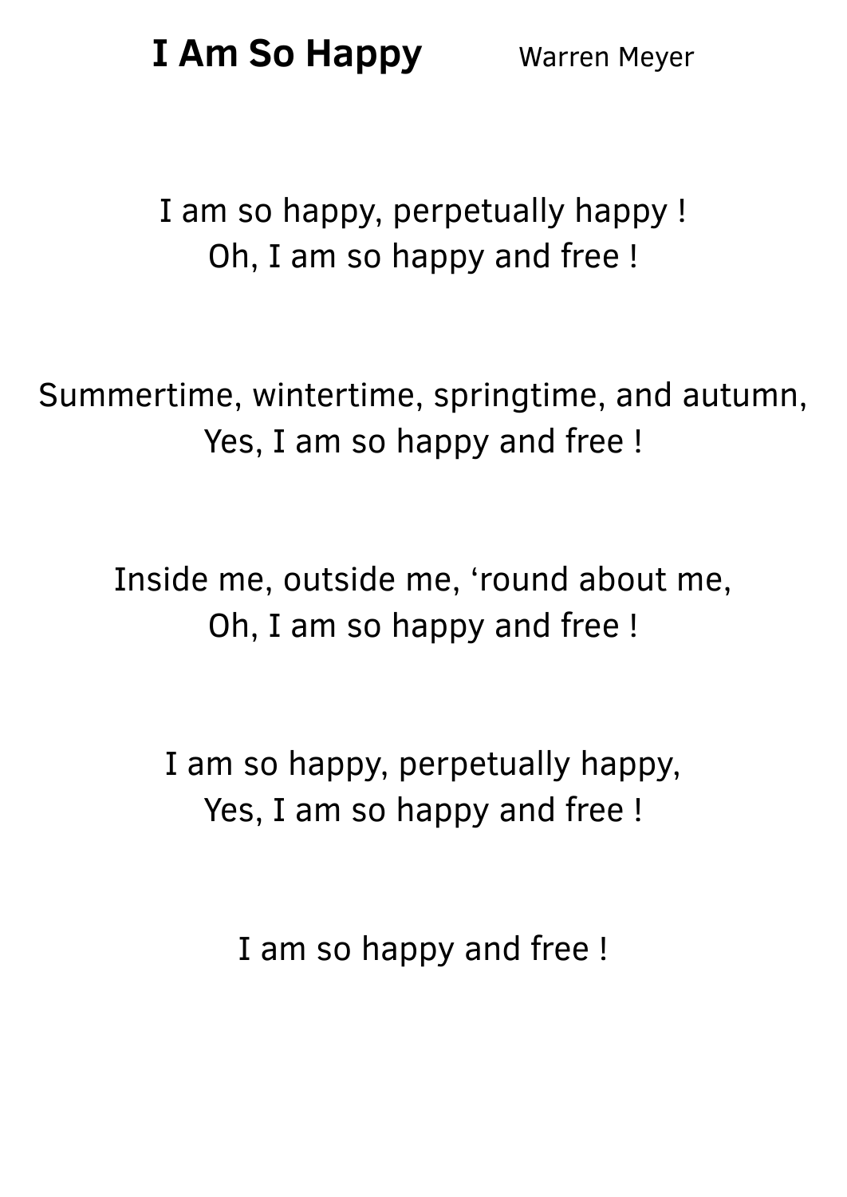# I Am So Happy

Warren Meyer

I am so happy, perpetually happy !
Oh, I am so happy and free !

Summertime, wintertime, springtime, and autumn,
Yes, I am so happy and free !

Inside me, outside me, ‘round about me,
Oh, I am so happy and free !

I am so happy, perpetually happy,
Yes, I am so happy and free !

I am so happy and free !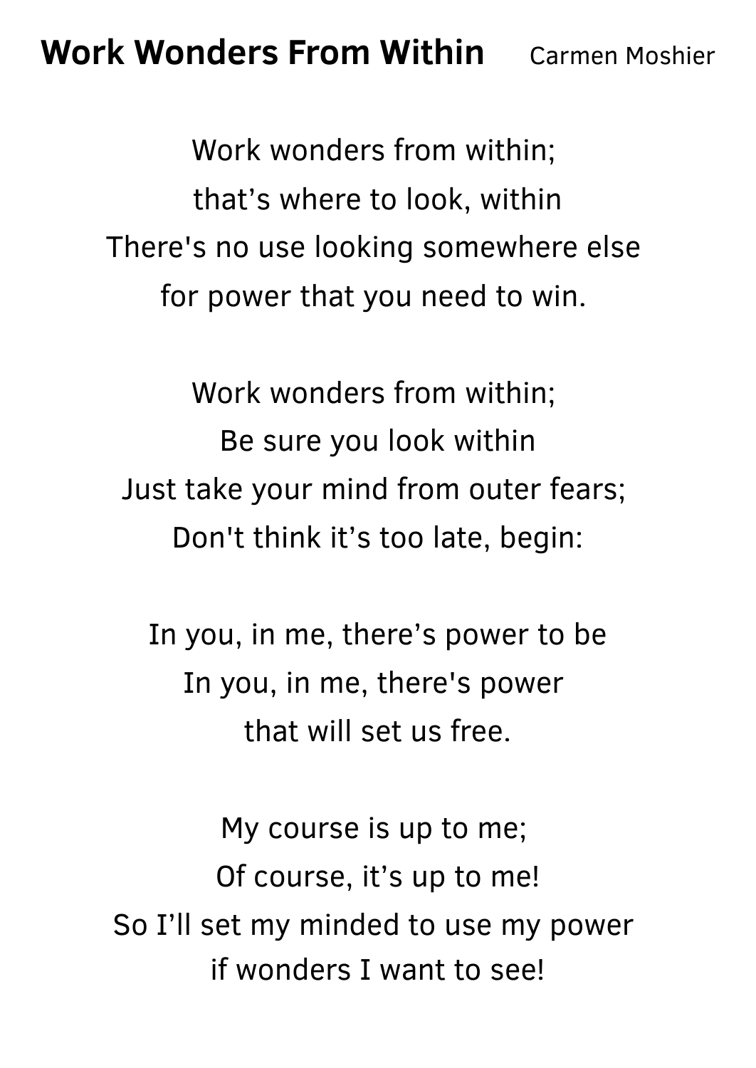# Work Wonders From Within

Carmen Moshier

Work wonders from within;  
that’s where to look, within  
There's no use looking somewhere else  
for power that you need to win.

Work wonders from within;  
Be sure you look within  
Just take your mind from outer fears;  
Don't think it’s too late, begin:

In you, in me, there’s power to be  
In you, in me, there's power  
that will set us free.

My course is up to me;  
Of course, it’s up to me!  
So I’ll set my minded to use my power  
if wonders I want to see!